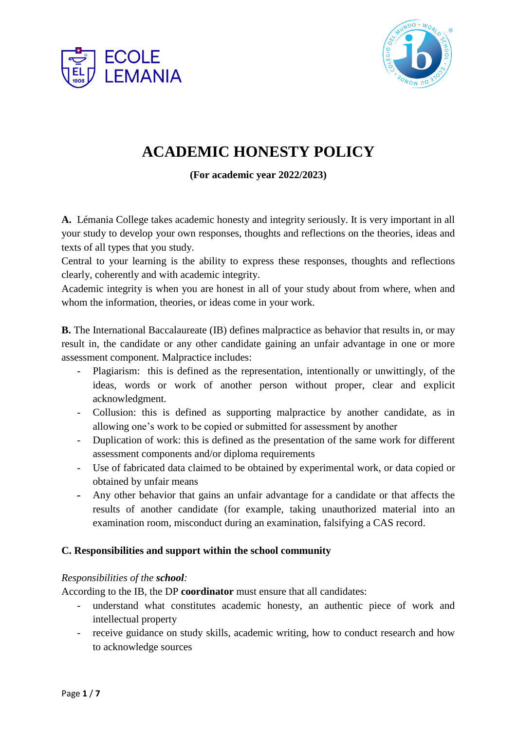# ACADEMIC HONESTY POLICY

**(For academic year 2022/2023)**

**A.** Lémania College takes academic honesty and integrity seriously. It is very important in all your study to develop your own responses, thoughts and reflections on the theories, ideas and texts of all types that you study.

Central to your learning is the ability to express these responses, thoughts and reflections clearly, coherently and with academic integrity.

Academic integrity is when you are honest in all of your study about from where, when and whom the information, theories, or ideas come in your work.

**B.** The International Baccalaureate (IB) defines malpractice as behavior that results in, or may result in, the candidate or any other candidate gaining an unfair advantage in one or more assessment component. Malpractice includes:

- Plagiarism: this is defined as the representation, intentionally or unwittingly, of the ideas, words or work of another person without proper, clear and explicit acknowledgment.
- Collusion: this is defined as supporting malpractice by another candidate, as in allowing one's work to be copied or submitted for assessment by another
- Duplication of work: this is defined as the presentation of the same work for different assessment components and/or diploma requirements
- Use of fabricated data claimed to be obtained by experimental work, or data copied or obtained by unfair means
- Any other behavior that gains an unfair advantage for a candidate or that affects the results of another candidate (for example, taking unauthorized material into an examination room, misconduct during an examination, falsifying a CAS record.

**C. Responsibilities and support within the school community**

*Responsibilities of the **school**:*

According to the IB, the DP **coordinator** must ensure that all candidates:

- understand what constitutes academic honesty, an authentic piece of work and intellectual property
- receive guidance on study skills, academic writing, how to conduct research and how to acknowledge sources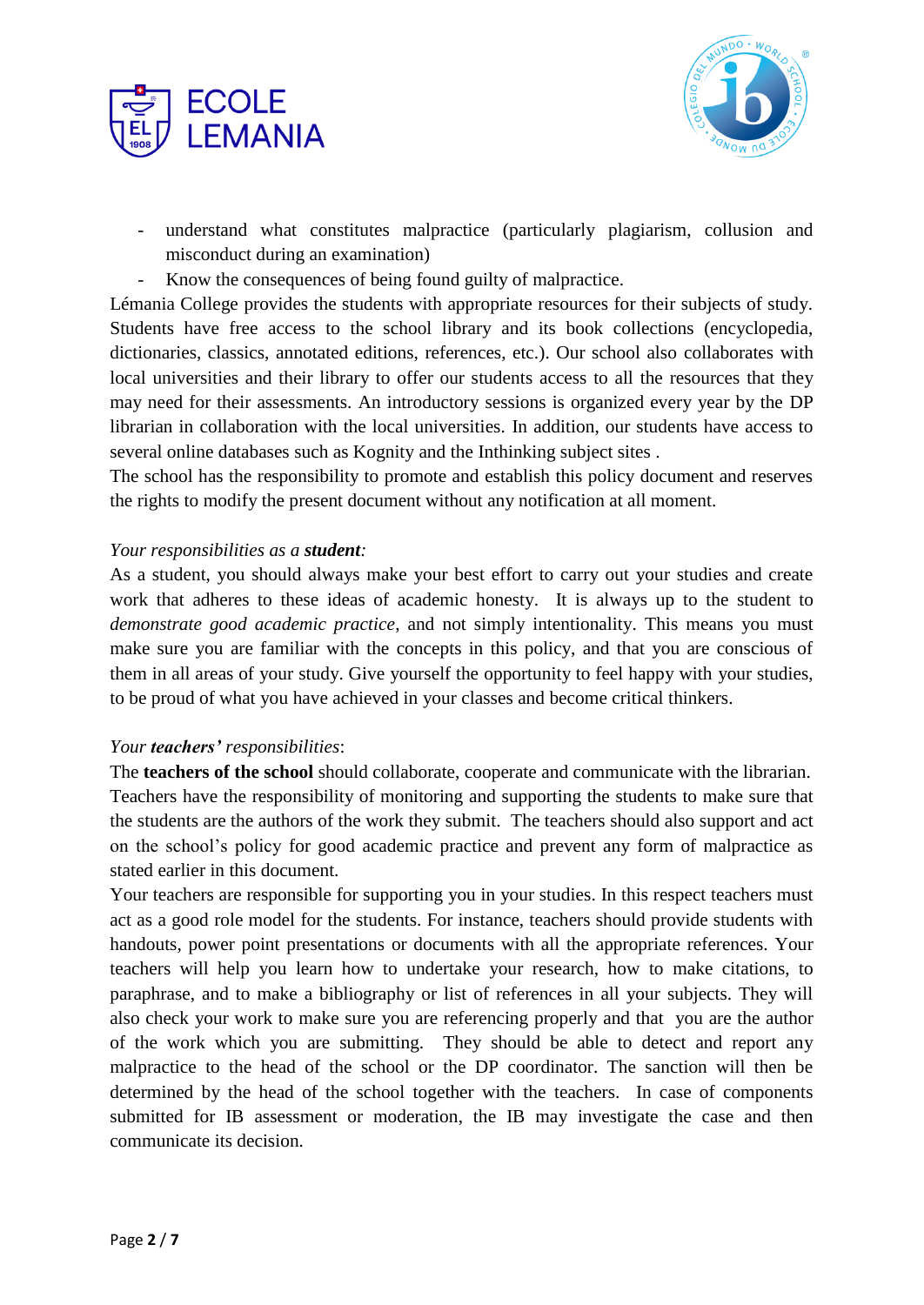- understand what constitutes malpractice (particularly plagiarism, collusion and misconduct during an examination)
- Know the consequences of being found guilty of malpractice.

Lémania College provides the students with appropriate resources for their subjects of study. Students have free access to the school library and its book collections (encyclopedia, dictionaries, classics, annotated editions, references, etc.). Our school also collaborates with local universities and their library to offer our students access to all the resources that they may need for their assessments. An introductory sessions is organized every year by the DP librarian in collaboration with the local universities. In addition, our students have access to several online databases such as Kognity and the Inthinking subject sites .

The school has the responsibility to promote and establish this policy document and reserves the rights to modify the present document without any notification at all moment.

*Your responsibilities as a **student**:*

As a student, you should always make your best effort to carry out your studies and create work that adheres to these ideas of academic honesty. It is always up to the student to *demonstrate good academic practice*, and not simply intentionality. This means you must make sure you are familiar with the concepts in this policy, and that you are conscious of them in all areas of your study. Give yourself the opportunity to feel happy with your studies, to be proud of what you have achieved in your classes and become critical thinkers.

*Your **teachers'** responsibilities*:

The **teachers of the school** should collaborate, cooperate and communicate with the librarian. Teachers have the responsibility of monitoring and supporting the students to make sure that the students are the authors of the work they submit. The teachers should also support and act on the school's policy for good academic practice and prevent any form of malpractice as stated earlier in this document.

Your teachers are responsible for supporting you in your studies. In this respect teachers must act as a good role model for the students. For instance, teachers should provide students with handouts, power point presentations or documents with all the appropriate references. Your teachers will help you learn how to undertake your research, how to make citations, to paraphrase, and to make a bibliography or list of references in all your subjects. They will also check your work to make sure you are referencing properly and that you are the author of the work which you are submitting. They should be able to detect and report any malpractice to the head of the school or the DP coordinator. The sanction will then be determined by the head of the school together with the teachers. In case of components submitted for IB assessment or moderation, the IB may investigate the case and then communicate its decision.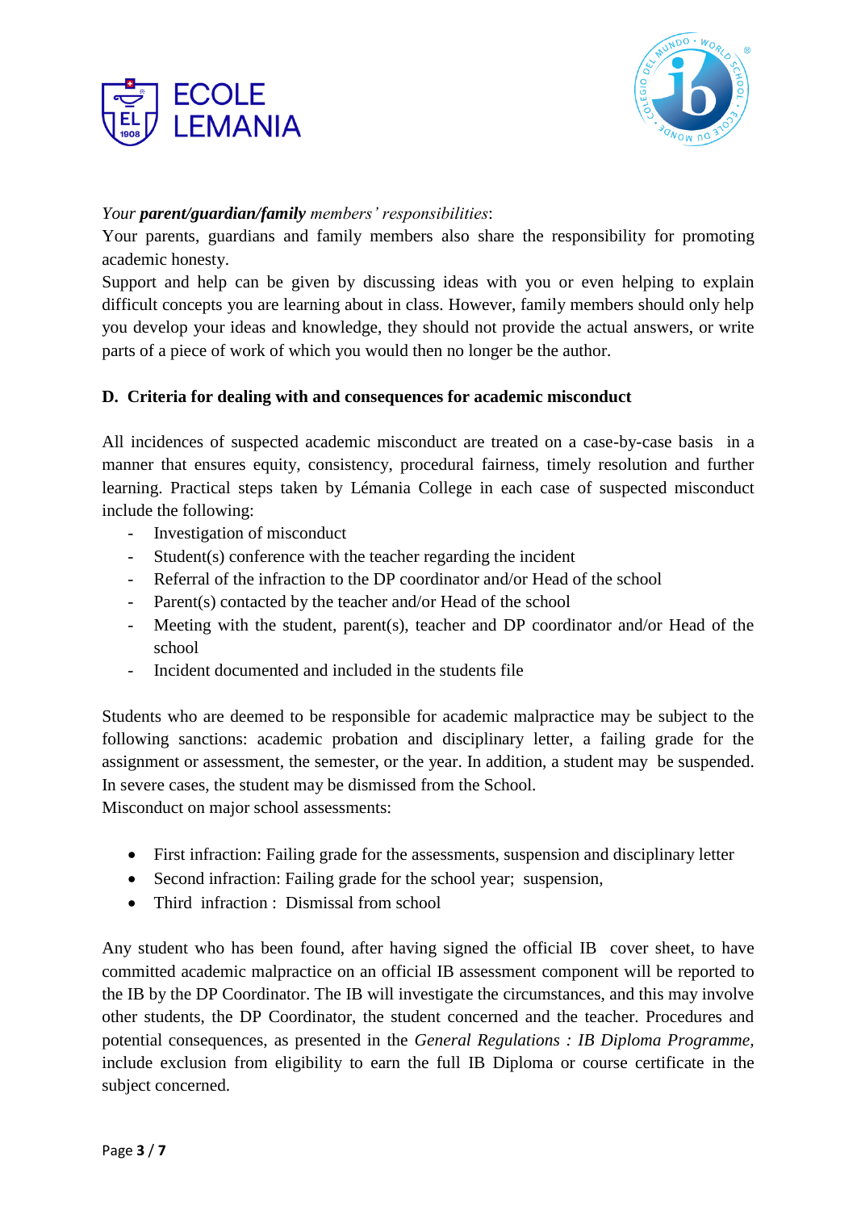*Your **parent/guardian/family** members' responsibilities*:
Your parents, guardians and family members also share the responsibility for promoting academic honesty.
Support and help can be given by discussing ideas with you or even helping to explain difficult concepts you are learning about in class. However, family members should only help you develop your ideas and knowledge, they should not provide the actual answers, or write parts of a piece of work of which you would then no longer be the author.

**D. Criteria for dealing with and consequences for academic misconduct**

All incidences of suspected academic misconduct are treated on a case-by-case basis in a manner that ensures equity, consistency, procedural fairness, timely resolution and further learning. Practical steps taken by Lémania College in each case of suspected misconduct include the following:

- Investigation of misconduct
- Student(s) conference with the teacher regarding the incident
- Referral of the infraction to the DP coordinator and/or Head of the school
- Parent(s) contacted by the teacher and/or Head of the school
- Meeting with the student, parent(s), teacher and DP coordinator and/or Head of the school
- Incident documented and included in the students file

Students who are deemed to be responsible for academic malpractice may be subject to the following sanctions: academic probation and disciplinary letter, a failing grade for the assignment or assessment, the semester, or the year. In addition, a student may be suspended. In severe cases, the student may be dismissed from the School.
Misconduct on major school assessments:

- First infraction: Failing grade for the assessments, suspension and disciplinary letter
- Second infraction: Failing grade for the school year; suspension,
- Third infraction : Dismissal from school

Any student who has been found, after having signed the official IB cover sheet, to have committed academic malpractice on an official IB assessment component will be reported to the IB by the DP Coordinator. The IB will investigate the circumstances, and this may involve other students, the DP Coordinator, the student concerned and the teacher. Procedures and potential consequences, as presented in the *General Regulations : IB Diploma Programme,* include exclusion from eligibility to earn the full IB Diploma or course certificate in the subject concerned.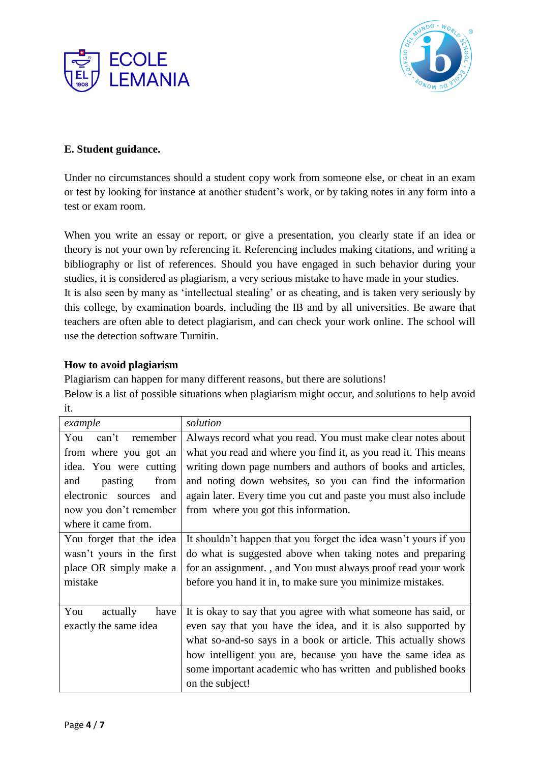**E. Student guidance.**

Under no circumstances should a student copy work from someone else, or cheat in an exam or test by looking for instance at another student's work, or by taking notes in any form into a test or exam room.

When you write an essay or report, or give a presentation, you clearly state if an idea or theory is not your own by referencing it. Referencing includes making citations, and writing a bibliography or list of references. Should you have engaged in such behavior during your studies, it is considered as plagiarism, a very serious mistake to have made in your studies.
It is also seen by many as 'intellectual stealing' or as cheating, and is taken very seriously by this college, by examination boards, including the IB and by all universities. Be aware that teachers are often able to detect plagiarism, and can check your work online. The school will use the detection software Turnitin.

**How to avoid plagiarism**

Plagiarism can happen for many different reasons, but there are solutions!
Below is a list of possible situations when plagiarism might occur, and solutions to help avoid it.

| *example* | *solution* |
|---|---|
| You can't remember from where you got an idea. You were cutting and pasting from electronic sources and now you don't remember where it came from. | Always record what you read. You must make clear notes about what you read and where you find it, as you read it. This means writing down page numbers and authors of books and articles, and noting down websites, so you can find the information again later. Every time you cut and paste you must also include from where you got this information. |
| You forget that the idea wasn't yours in the first place OR simply make a mistake | It shouldn't happen that you forget the idea wasn't yours if you do what is suggested above when taking notes and preparing for an assignment. , and You must always proof read your work before you hand it in, to make sure you minimize mistakes. |
| You actually have exactly the same idea | It is okay to say that you agree with what someone has said, or even say that you have the idea, and it is also supported by what so-and-so says in a book or article. This actually shows how intelligent you are, because you have the same idea as some important academic who has written and published books on the subject! |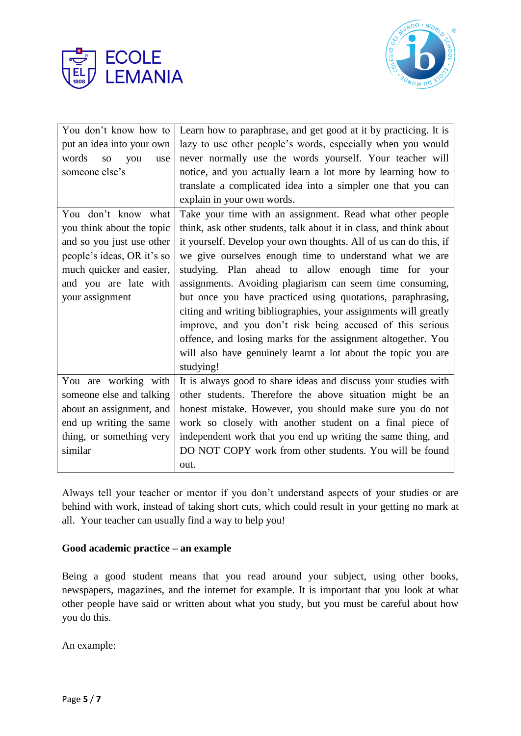| You don't know how to put an idea into your own words so you use someone else's | Learn how to paraphrase, and get good at it by practicing. It is lazy to use other people's words, especially when you would never normally use the words yourself. Your teacher will notice, and you actually learn a lot more by learning how to translate a complicated idea into a simpler one that you can explain in your own words. |
|---|---|
| You don't know what you think about the topic and so you just use other people's ideas, OR it's so much quicker and easier, and you are late with your assignment | Take your time with an assignment. Read what other people think, ask other students, talk about it in class, and think about it yourself. Develop your own thoughts. All of us can do this, if we give ourselves enough time to understand what we are studying. Plan ahead to allow enough time for your assignments. Avoiding plagiarism can seem time consuming, but once you have practiced using quotations, paraphrasing, citing and writing bibliographies, your assignments will greatly improve, and you don't risk being accused of this serious offence, and losing marks for the assignment altogether. You will also have genuinely learnt a lot about the topic you are studying! |
| You are working with someone else and talking about an assignment, and end up writing the same thing, or something very similar | It is always good to share ideas and discuss your studies with other students. Therefore the above situation might be an honest mistake. However, you should make sure you do not work so closely with another student on a final piece of independent work that you end up writing the same thing, and DO NOT COPY work from other students. You will be found out. |

Always tell your teacher or mentor if you don't understand aspects of your studies or are behind with work, instead of taking short cuts, which could result in your getting no mark at all. Your teacher can usually find a way to help you!

**Good academic practice – an example**

Being a good student means that you read around your subject, using other books, newspapers, magazines, and the internet for example. It is important that you look at what other people have said or written about what you study, but you must be careful about how you do this.

An example: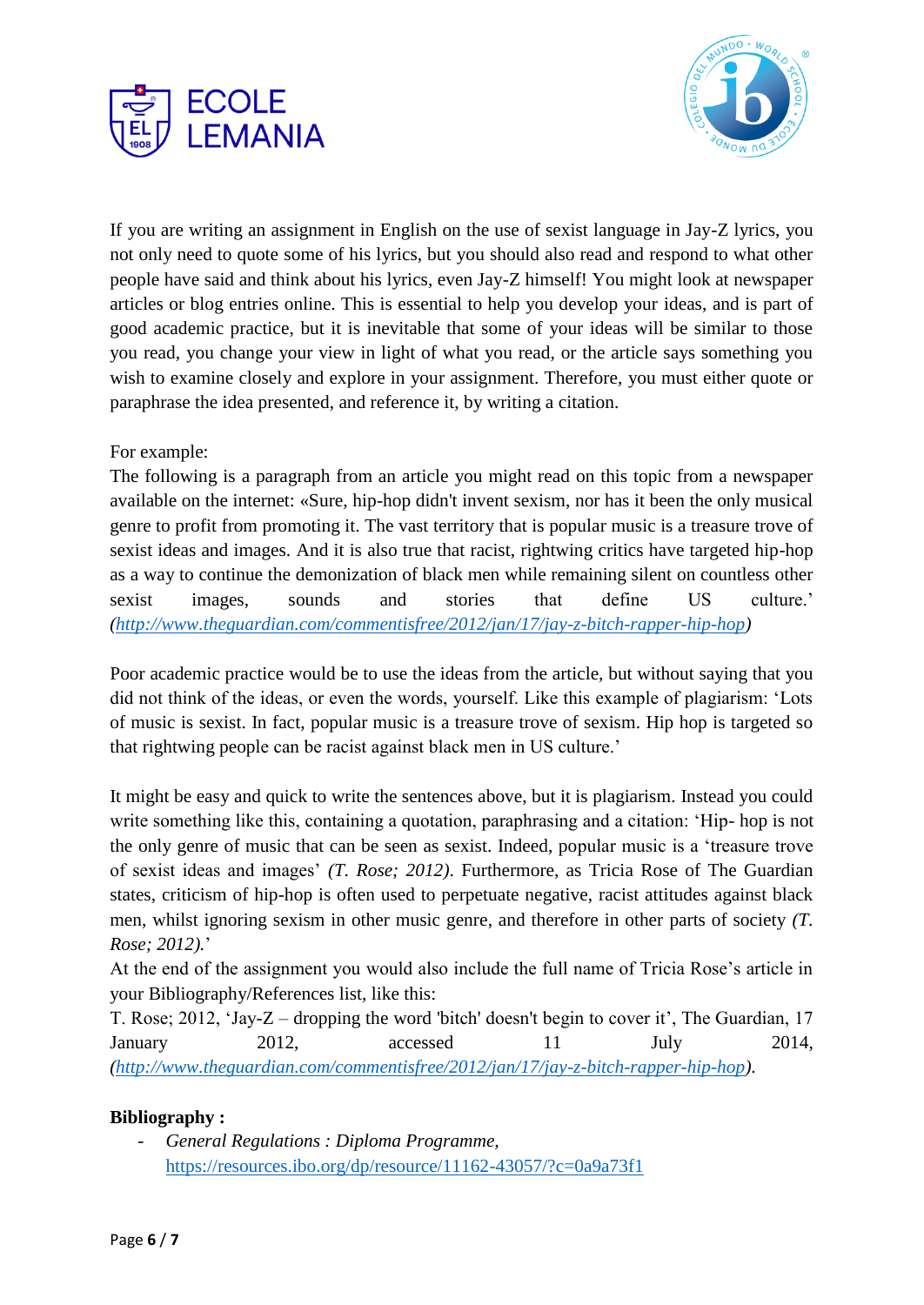If you are writing an assignment in English on the use of sexist language in Jay-Z lyrics, you not only need to quote some of his lyrics, but you should also read and respond to what other people have said and think about his lyrics, even Jay-Z himself! You might look at newspaper articles or blog entries online. This is essential to help you develop your ideas, and is part of good academic practice, but it is inevitable that some of your ideas will be similar to those you read, you change your view in light of what you read, or the article says something you wish to examine closely and explore in your assignment. Therefore, you must either quote or paraphrase the idea presented, and reference it, by writing a citation.

For example:
The following is a paragraph from an article you might read on this topic from a newspaper available on the internet: «Sure, hip-hop didn't invent sexism, nor has it been the only musical genre to profit from promoting it. The vast territory that is popular music is a treasure trove of sexist ideas and images. And it is also true that racist, rightwing critics have targeted hip-hop as a way to continue the demonization of black men while remaining silent on countless other sexist images, sounds and stories that define US culture.' *(http://www.theguardian.com/commentisfree/2012/jan/17/jay-z-bitch-rapper-hip-hop)*

Poor academic practice would be to use the ideas from the article, but without saying that you did not think of the ideas, or even the words, yourself. Like this example of plagiarism: 'Lots of music is sexist. In fact, popular music is a treasure trove of sexism. Hip hop is targeted so that rightwing people can be racist against black men in US culture.'

It might be easy and quick to write the sentences above, but it is plagiarism. Instead you could write something like this, containing a quotation, paraphrasing and a citation: 'Hip- hop is not the only genre of music that can be seen as sexist. Indeed, popular music is a 'treasure trove of sexist ideas and images' *(T. Rose; 2012)*. Furthermore, as Tricia Rose of The Guardian states, criticism of hip-hop is often used to perpetuate negative, racist attitudes against black men, whilst ignoring sexism in other music genre, and therefore in other parts of society *(T. Rose; 2012).*'
At the end of the assignment you would also include the full name of Tricia Rose's article in your Bibliography/References list, like this:
T. Rose; 2012, 'Jay-Z – dropping the word 'bitch' doesn't begin to cover it', The Guardian, 17 January 2012, accessed 11 July 2014, *(http://www.theguardian.com/commentisfree/2012/jan/17/jay-z-bitch-rapper-hip-hop)*.

**Bibliography :**

- *General Regulations : Diploma Programme*, https://resources.ibo.org/dp/resource/11162-43057/?c=0a9a73f1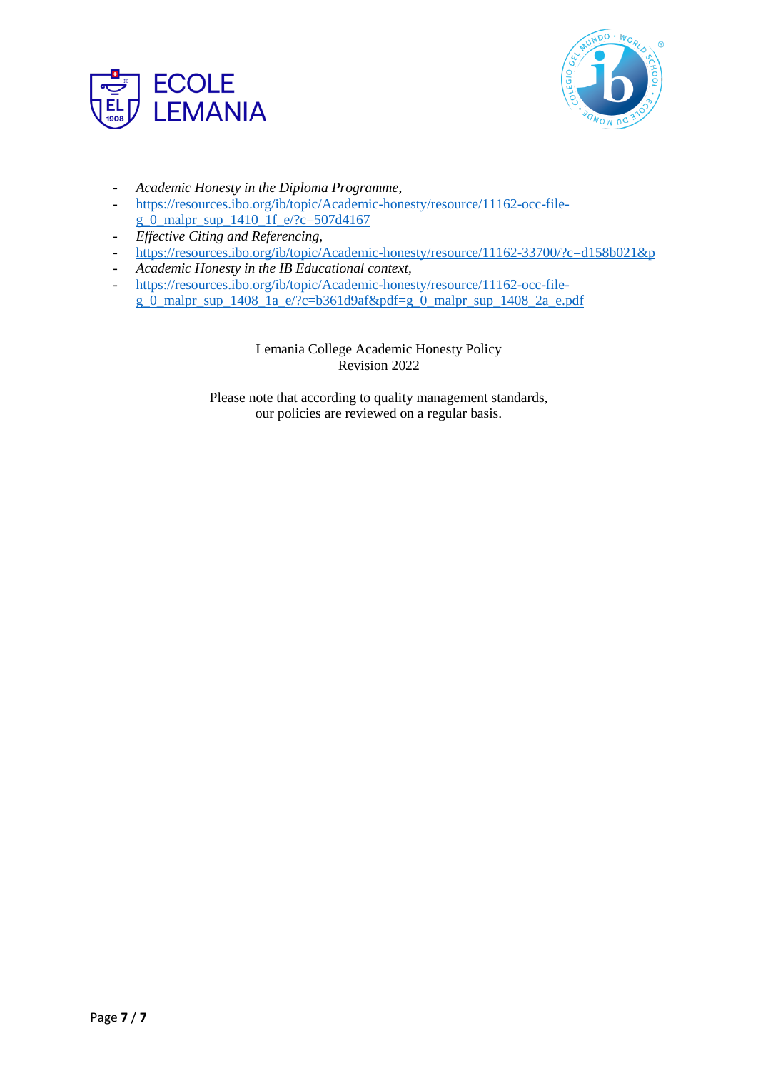- *Academic Honesty in the Diploma Programme*,
- https://resources.ibo.org/ib/topic/Academic-honesty/resource/11162-occ-file-g_0_malpr_sup_1410_1f_e/?c=507d4167
- *Effective Citing and Referencing*,
- https://resources.ibo.org/ib/topic/Academic-honesty/resource/11162-33700/?c=d158b021&p
- *Academic Honesty in the IB Educational context*,
- https://resources.ibo.org/ib/topic/Academic-honesty/resource/11162-occ-file-g_0_malpr_sup_1408_1a_e/?c=b361d9af&pdf=g_0_malpr_sup_1408_2a_e.pdf

Lemania College Academic Honesty Policy
Revision 2022

Please note that according to quality management standards,
our policies are reviewed on a regular basis.